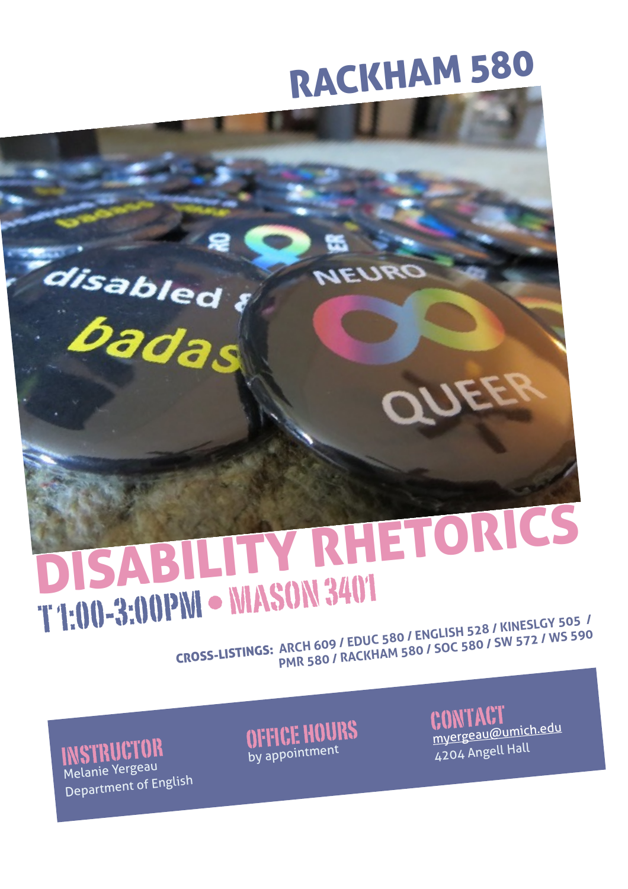# RACKHAM 580

# DISABILITY RHETORICS

## T 1:00-3:00PM • MASON 3401

**CROSS-LISTINGS:** ARCH 609 / EDUC 580 / ENGLISH 528 / KINESLGY 505 / PMR 580 / RACKHAM 580 / SOC 580 / SW 572 / WS 590

**INSTRUCTOR**
Melanie Yergeau
Department of English

**OFFICE HOURS**
by appointment

**CONTACT**
myergeau@umich.edu
4204 Angell Hall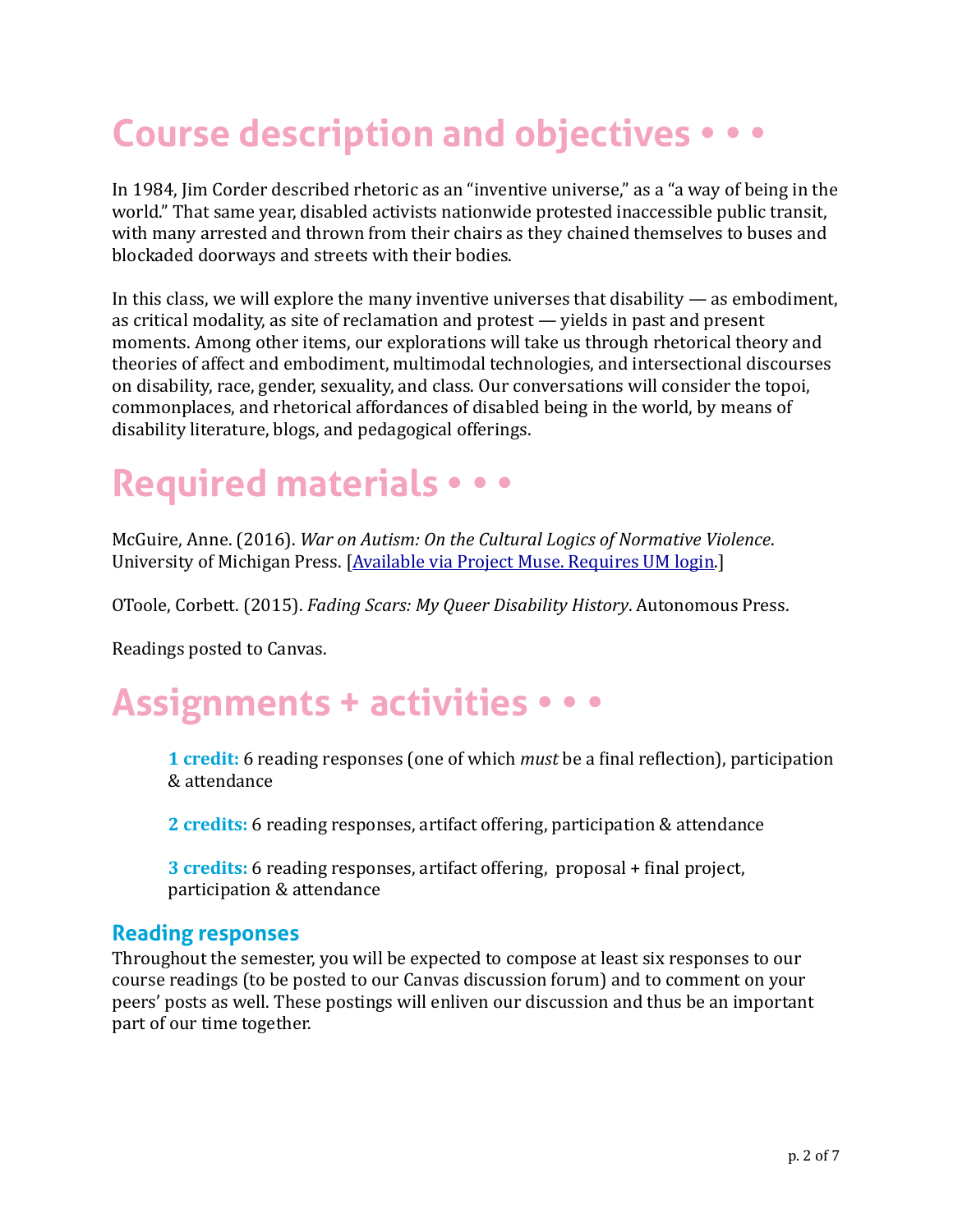# Course description and objectives • • •

In 1984, Jim Corder described rhetoric as an "inventive universe," as a "a way of being in the world." That same year, disabled activists nationwide protested inaccessible public transit, with many arrested and thrown from their chairs as they chained themselves to buses and blockaded doorways and streets with their bodies.

In this class, we will explore the many inventive universes that disability — as embodiment, as critical modality, as site of reclamation and protest — yields in past and present moments. Among other items, our explorations will take us through rhetorical theory and theories of affect and embodiment, multimodal technologies, and intersectional discourses on disability, race, gender, sexuality, and class. Our conversations will consider the topoi, commonplaces, and rhetorical affordances of disabled being in the world, by means of disability literature, blogs, and pedagogical offerings.

# Required materials • • •

McGuire, Anne. (2016). *War on Autism: On the Cultural Logics of Normative Violence*. University of Michigan Press. [Available via Project Muse. Requires UM login.]

OToole, Corbett. (2015). *Fading Scars: My Queer Disability History*. Autonomous Press.

Readings posted to Canvas.

# Assignments + activities • • •

> **1 credit:** 6 reading responses (one of which *must* be a final reflection), participation & attendance
>
> **2 credits:** 6 reading responses, artifact offering, participation & attendance
>
> **3 credits:** 6 reading responses, artifact offering, proposal + final project, participation & attendance

## Reading responses

Throughout the semester, you will be expected to compose at least six responses to our course readings (to be posted to our Canvas discussion forum) and to comment on your peers' posts as well. These postings will enliven our discussion and thus be an important part of our time together.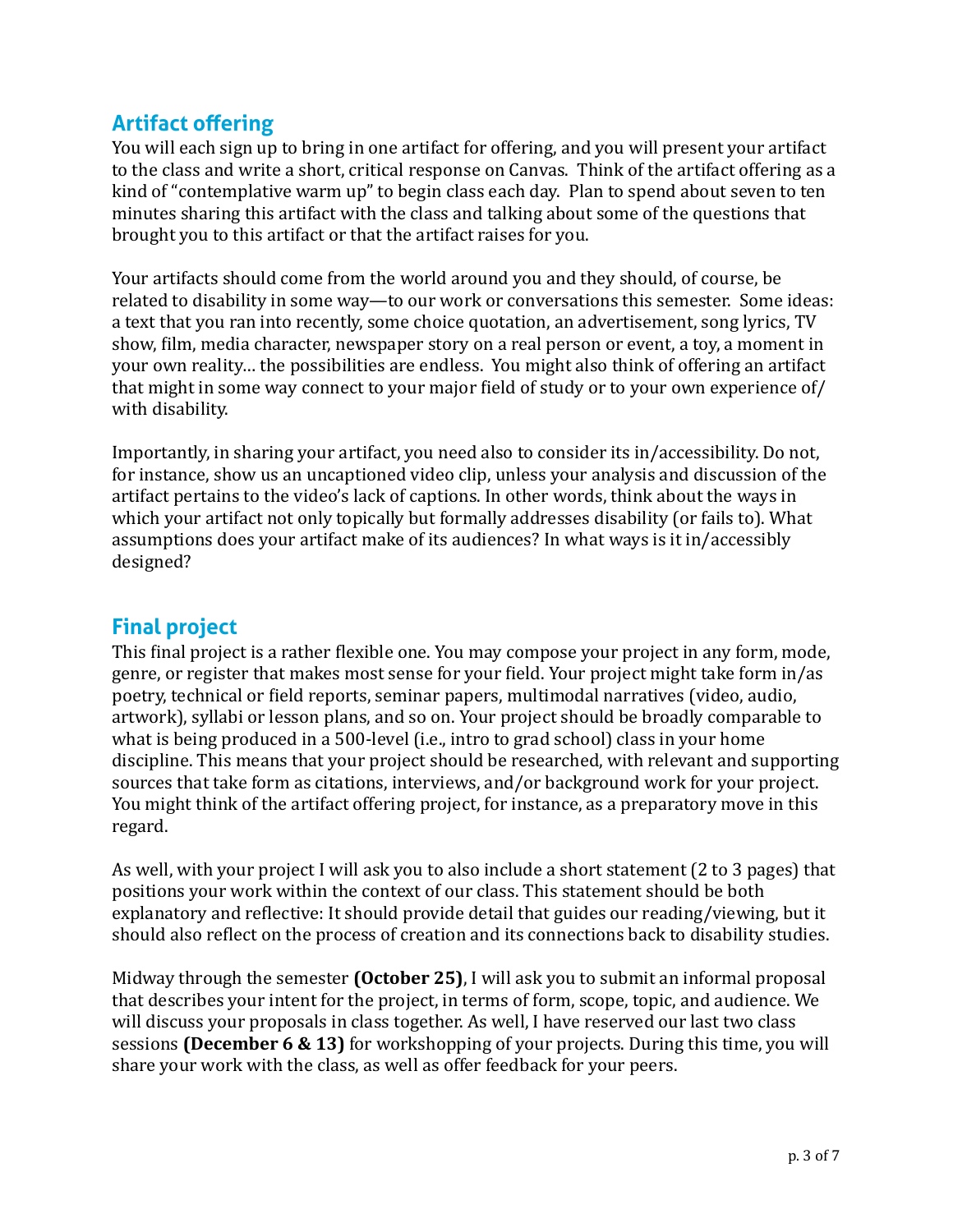## Artifact offering

You will each sign up to bring in one artifact for offering, and you will present your artifact to the class and write a short, critical response on Canvas. Think of the artifact offering as a kind of "contemplative warm up" to begin class each day. Plan to spend about seven to ten minutes sharing this artifact with the class and talking about some of the questions that brought you to this artifact or that the artifact raises for you.

Your artifacts should come from the world around you and they should, of course, be related to disability in some way—to our work or conversations this semester. Some ideas: a text that you ran into recently, some choice quotation, an advertisement, song lyrics, TV show, film, media character, newspaper story on a real person or event, a toy, a moment in your own reality… the possibilities are endless. You might also think of offering an artifact that might in some way connect to your major field of study or to your own experience of/with disability.

Importantly, in sharing your artifact, you need also to consider its in/accessibility. Do not, for instance, show us an uncaptioned video clip, unless your analysis and discussion of the artifact pertains to the video's lack of captions. In other words, think about the ways in which your artifact not only topically but formally addresses disability (or fails to). What assumptions does your artifact make of its audiences? In what ways is it in/accessibly designed?

## Final project

This final project is a rather flexible one. You may compose your project in any form, mode, genre, or register that makes most sense for your field. Your project might take form in/as poetry, technical or field reports, seminar papers, multimodal narratives (video, audio, artwork), syllabi or lesson plans, and so on. Your project should be broadly comparable to what is being produced in a 500-level (i.e., intro to grad school) class in your home discipline. This means that your project should be researched, with relevant and supporting sources that take form as citations, interviews, and/or background work for your project. You might think of the artifact offering project, for instance, as a preparatory move in this regard.

As well, with your project I will ask you to also include a short statement (2 to 3 pages) that positions your work within the context of our class. This statement should be both explanatory and reflective: It should provide detail that guides our reading/viewing, but it should also reflect on the process of creation and its connections back to disability studies.

Midway through the semester **(October 25)**, I will ask you to submit an informal proposal that describes your intent for the project, in terms of form, scope, topic, and audience. We will discuss your proposals in class together. As well, I have reserved our last two class sessions **(December 6 & 13)** for workshopping of your projects. During this time, you will share your work with the class, as well as offer feedback for your peers.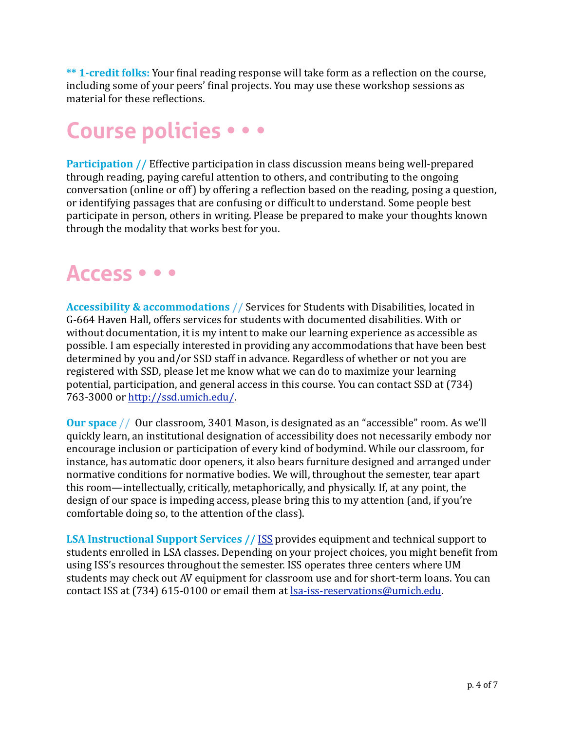**\*\* 1-credit folks:** Your final reading response will take form as a reflection on the course, including some of your peers' final projects. You may use these workshop sessions as material for these reflections.

# Course policies • • •

**Participation //** Effective participation in class discussion means being well-prepared through reading, paying careful attention to others, and contributing to the ongoing conversation (online or off) by offering a reflection based on the reading, posing a question, or identifying passages that are confusing or difficult to understand. Some people best participate in person, others in writing. Please be prepared to make your thoughts known through the modality that works best for you.

# Access • • •

**Accessibility & accommodations //** Services for Students with Disabilities, located in G-664 Haven Hall, offers services for students with documented disabilities. With or without documentation, it is my intent to make our learning experience as accessible as possible. I am especially interested in providing any accommodations that have been best determined by you and/or SSD staff in advance. Regardless of whether or not you are registered with SSD, please let me know what we can do to maximize your learning potential, participation, and general access in this course. You can contact SSD at (734) 763-3000 or [http://ssd.umich.edu/](http://ssd.umich.edu/).

**Our space //** Our classroom, 3401 Mason, is designated as an "accessible" room. As we'll quickly learn, an institutional designation of accessibility does not necessarily embody nor encourage inclusion or participation of every kind of bodymind. While our classroom, for instance, has automatic door openers, it also bears furniture designed and arranged under normative conditions for normative bodies. We will, throughout the semester, tear apart this room—intellectually, critically, metaphorically, and physically. If, at any point, the design of our space is impeding access, please bring this to my attention (and, if you're comfortable doing so, to the attention of the class).

**LSA Instructional Support Services //** ISS provides equipment and technical support to students enrolled in LSA classes. Depending on your project choices, you might benefit from using ISS's resources throughout the semester. ISS operates three centers where UM students may check out AV equipment for classroom use and for short-term loans. You can contact ISS at (734) 615-0100 or email them at [lsa-iss-reservations@umich.edu](mailto:lsa-iss-reservations@umich.edu).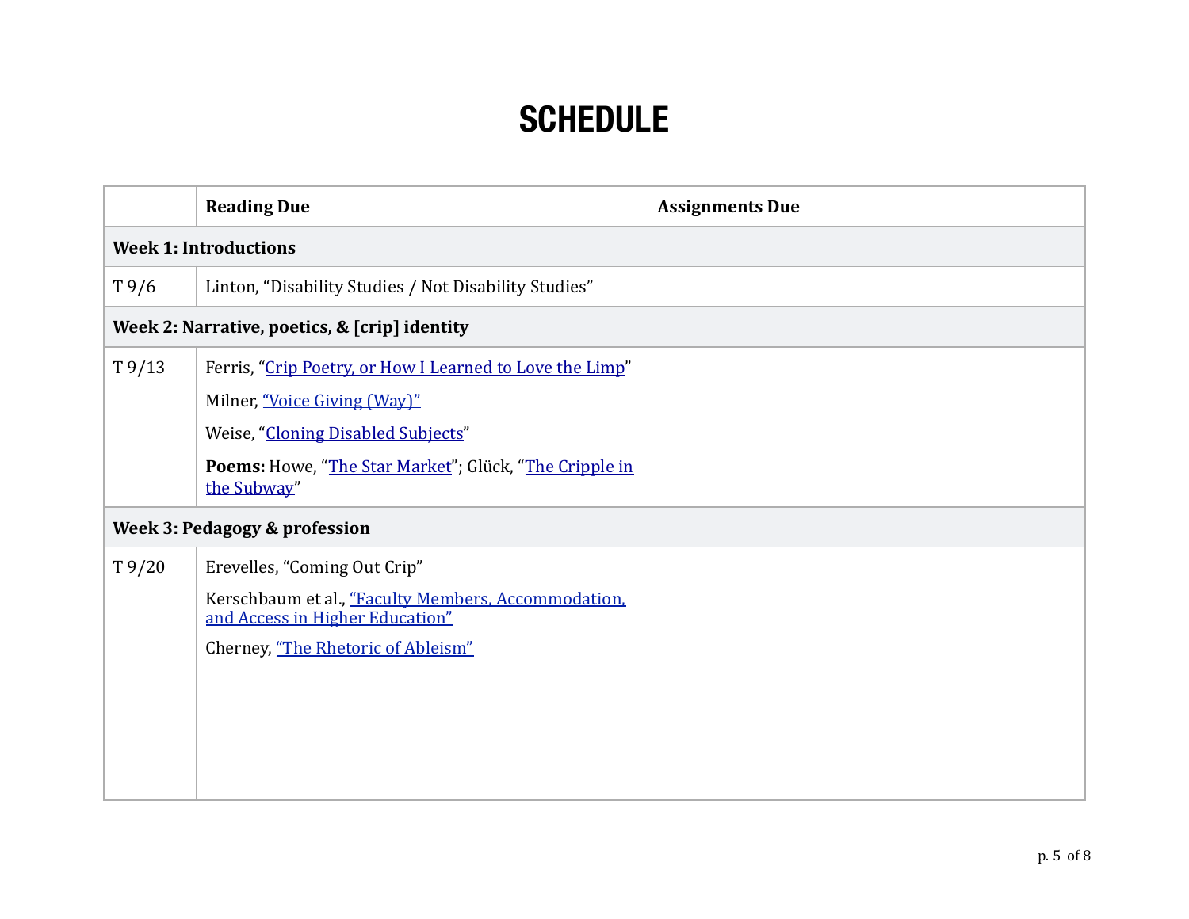# SCHEDULE

| | Reading Due | Assignments Due |
|---|---|---|
| **Week 1: Introductions** | | |
| T 9/6 | Linton, "Disability Studies / Not Disability Studies" | |
| **Week 2: Narrative, poetics, & [crip] identity** | | |
| T 9/13 | Ferris, "Crip Poetry, or How I Learned to Love the Limp"<br>Milner, "Voice Giving (Way)"<br>Weise, "Cloning Disabled Subjects"<br>**Poems:** Howe, "The Star Market"; Glück, "The Cripple in the Subway" | |
| **Week 3: Pedagogy & profession** | | |
| T 9/20 | Erevelles, "Coming Out Crip"<br>Kerschbaum et al., "Faculty Members, Accommodation, and Access in Higher Education"<br>Cherney, "The Rhetoric of Ableism" | |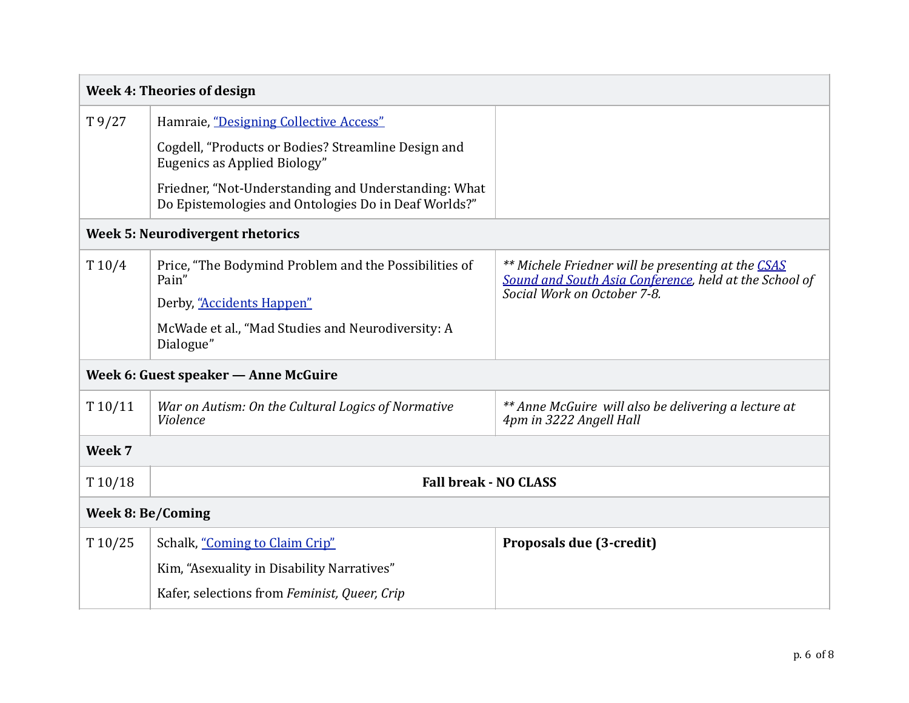| Week 4: Theories of design | | |
|---|---|---|
| T 9/27 | Hamraie, "Designing Collective Access"<br><br>Cogdell, "Products or Bodies? Streamline Design and Eugenics as Applied Biology"<br><br>Friedner, "Not-Understanding and Understanding: What Do Epistemologies and Ontologies Do in Deaf Worlds?" | |
| **Week 5: Neurodivergent rhetorics** | | |
| T 10/4 | Price, "The Bodymind Problem and the Possibilities of Pain"<br><br>Derby, "Accidents Happen"<br><br>McWade et al., "Mad Studies and Neurodiversity: A Dialogue" | *** Michele Friedner will be presenting at the CSAS Sound and South Asia Conference, held at the School of Social Work on October 7-8.* |
| **Week 6: Guest speaker — Anne McGuire** | | |
| T 10/11 | *War on Autism: On the Cultural Logics of Normative Violence* | *** Anne McGuire will also be delivering a lecture at 4pm in 3222 Angell Hall* |
| **Week 7** | | |
| T 10/18 | **Fall break - NO CLASS** | |
| **Week 8: Be/Coming** | | |
| T 10/25 | Schalk, "Coming to Claim Crip"<br><br>Kim, "Asexuality in Disability Narratives"<br><br>Kafer, selections from *Feminist, Queer, Crip* | **Proposals due (3-credit)** |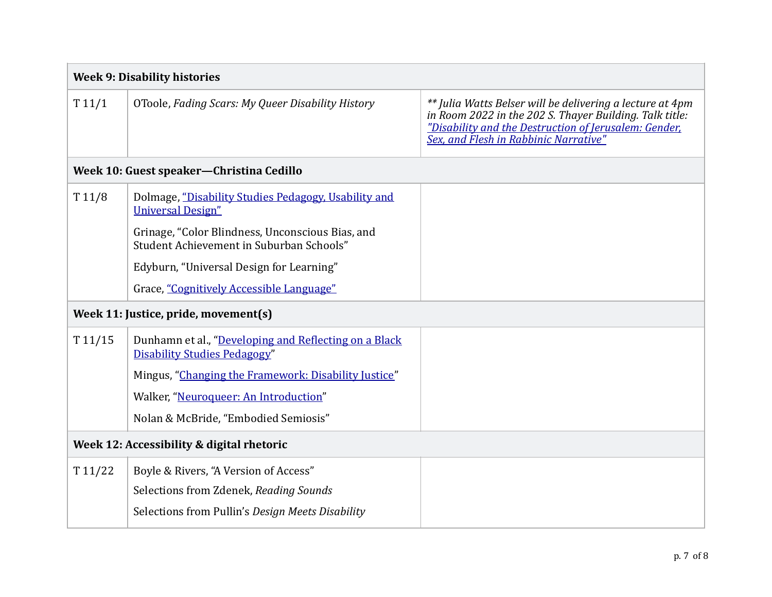| **Week 9: Disability histories** | | |
|---|---|---|
| T 11/1 | OToole, *Fading Scars: My Queer Disability History* | *** Julia Watts Belser will be delivering a lecture at 4pm in Room 2022 in the 202 S. Thayer Building. Talk title: "Disability and the Destruction of Jerusalem: Gender, Sex, and Flesh in Rabbinic Narrative"* |
| **Week 10: Guest speaker—Christina Cedillo** | | |
| T 11/8 | Dolmage, "Disability Studies Pedagogy, Usability and Universal Design"<br><br>Grinage, "Color Blindness, Unconscious Bias, and Student Achievement in Suburban Schools"<br><br>Edyburn, "Universal Design for Learning"<br><br>Grace, "Cognitively Accessible Language" | |
| **Week 11: Justice, pride, movement(s)** | | |
| T 11/15 | Dunhamn et al., "Developing and Reflecting on a Black Disability Studies Pedagogy"<br><br>Mingus, "Changing the Framework: Disability Justice"<br><br>Walker, "Neuroqueer: An Introduction"<br><br>Nolan & McBride, "Embodied Semiosis" | |
| **Week 12: Accessibility & digital rhetoric** | | |
| T 11/22 | Boyle & Rivers, "A Version of Access"<br><br>Selections from Zdenek, *Reading Sounds*<br><br>Selections from Pullin's *Design Meets Disability* | |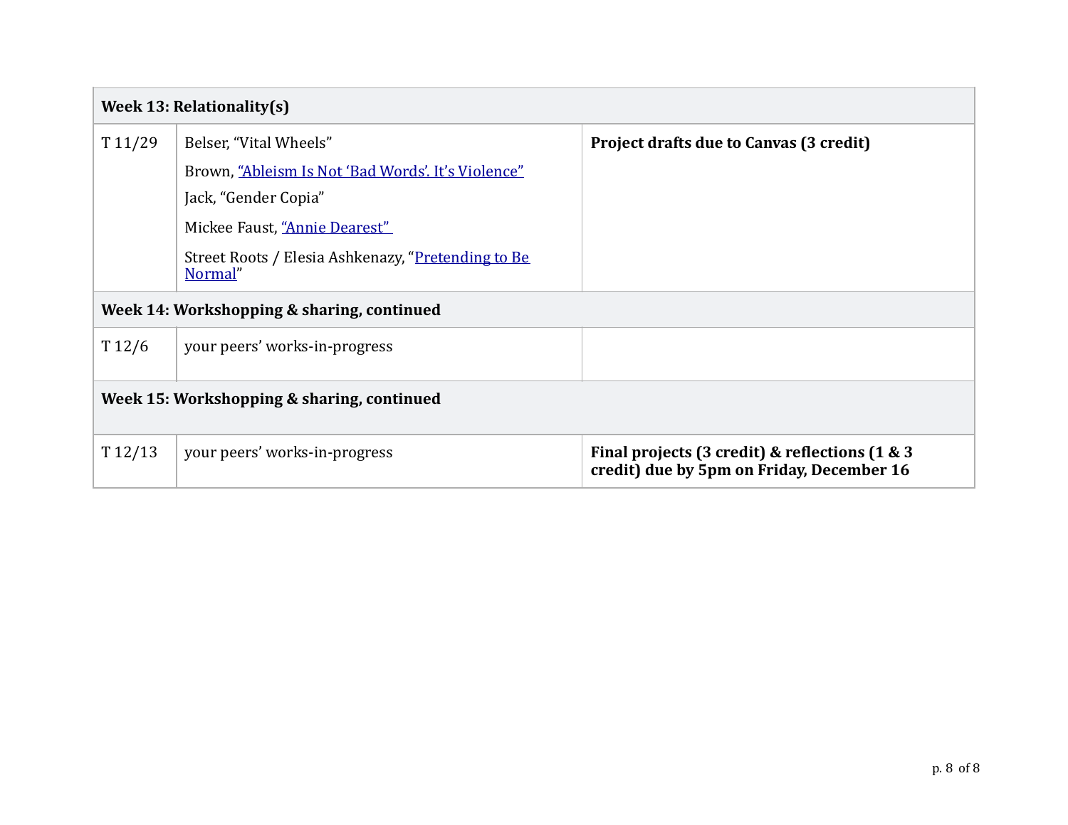| | | |
|---|---|---|
| **Week 13: Relationality(s)** | | |
| T 11/29 | Belser, "Vital Wheels"<br>Brown, "Ableism Is Not 'Bad Words'. It's Violence"<br>Jack, "Gender Copia"<br>Mickee Faust, "Annie Dearest"<br>Street Roots / Elesia Ashkenazy, "Pretending to Be Normal" | **Project drafts due to Canvas (3 credit)** |
| **Week 14: Workshopping & sharing, continued** | | |
| T 12/6 | your peers' works-in-progress | |
| **Week 15: Workshopping & sharing, continued** | | |
| T 12/13 | your peers' works-in-progress | **Final projects (3 credit) & reflections (1 & 3 credit) due by 5pm on Friday, December 16** |